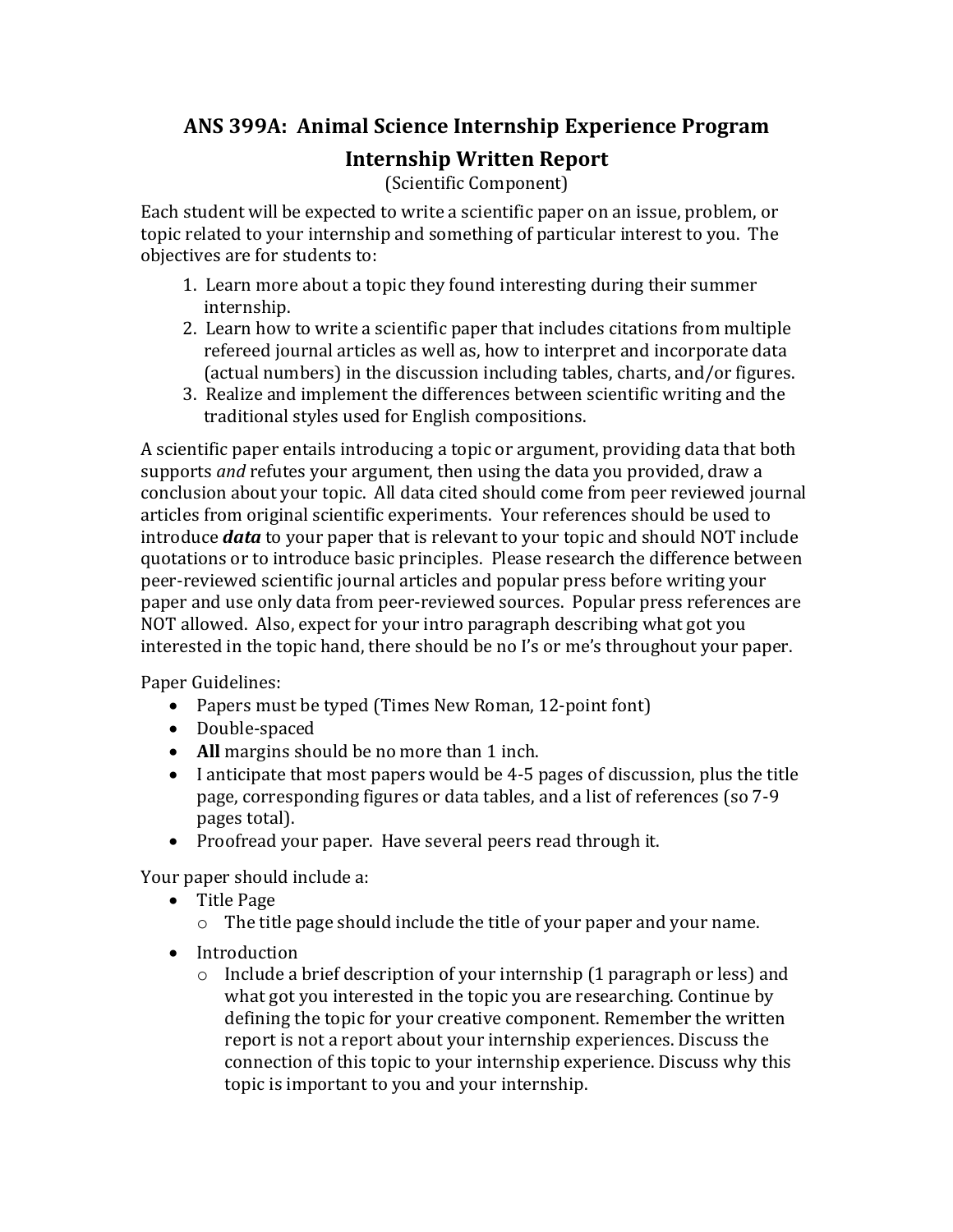# ANS 399A: Animal Science Internship Experience Program

## Internship Written Report

(Scientific Component)

Each student will be expected to write a scientific paper on an issue, problem, or topic related to your internship and something of particular interest to you. The objectives are for students to:

1. Learn more about a topic they found interesting during their summer internship.
2. Learn how to write a scientific paper that includes citations from multiple refereed journal articles as well as, how to interpret and incorporate data (actual numbers) in the discussion including tables, charts, and/or figures.
3. Realize and implement the differences between scientific writing and the traditional styles used for English compositions.

A scientific paper entails introducing a topic or argument, providing data that both supports *and* refutes your argument, then using the data you provided, draw a conclusion about your topic. All data cited should come from peer reviewed journal articles from original scientific experiments. Your references should be used to introduce ***data*** to your paper that is relevant to your topic and should NOT include quotations or to introduce basic principles. Please research the difference between peer-reviewed scientific journal articles and popular press before writing your paper and use only data from peer-reviewed sources. Popular press references are NOT allowed. Also, expect for your intro paragraph describing what got you interested in the topic hand, there should be no I's or me's throughout your paper.

Paper Guidelines:

- Papers must be typed (Times New Roman, 12-point font)
- Double-spaced
- **All** margins should be no more than 1 inch.
- I anticipate that most papers would be 4-5 pages of discussion, plus the title page, corresponding figures or data tables, and a list of references (so 7-9 pages total).
- Proofread your paper. Have several peers read through it.

Your paper should include a:

- Title Page
  - The title page should include the title of your paper and your name.
- Introduction
  - Include a brief description of your internship (1 paragraph or less) and what got you interested in the topic you are researching. Continue by defining the topic for your creative component. Remember the written report is not a report about your internship experiences. Discuss the connection of this topic to your internship experience. Discuss why this topic is important to you and your internship.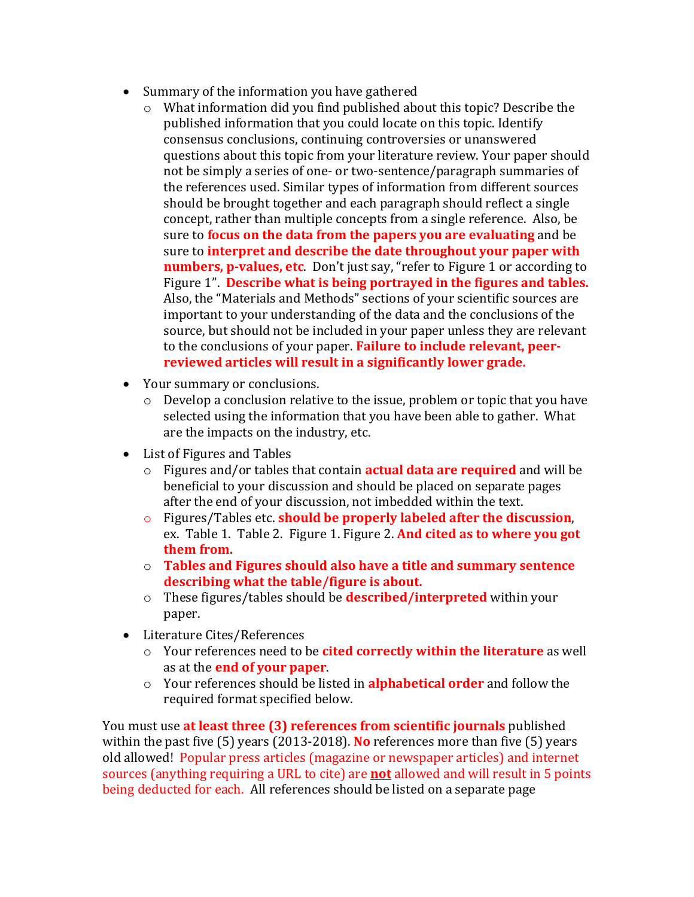- Summary of the information you have gathered
    - What information did you find published about this topic? Describe the published information that you could locate on this topic. Identify consensus conclusions, continuing controversies or unanswered questions about this topic from your literature review. Your paper should not be simply a series of one- or two-sentence/paragraph summaries of the references used. Similar types of information from different sources should be brought together and each paragraph should reflect a single concept, rather than multiple concepts from a single reference. Also, be sure to **focus on the data from the papers you are evaluating** and be sure to **interpret and describe the date throughout your paper with numbers, p-values, etc**. Don't just say, "refer to Figure 1 or according to Figure 1". **Describe what is being portrayed in the figures and tables.** Also, the "Materials and Methods" sections of your scientific sources are important to your understanding of the data and the conclusions of the source, but should not be included in your paper unless they are relevant to the conclusions of your paper. **Failure to include relevant, peer-reviewed articles will result in a significantly lower grade.**
- Your summary or conclusions.
    - Develop a conclusion relative to the issue, problem or topic that you have selected using the information that you have been able to gather. What are the impacts on the industry, etc.
- List of Figures and Tables
    - Figures and/or tables that contain **actual data are required** and will be beneficial to your discussion and should be placed on separate pages after the end of your discussion, not imbedded within the text.
    - Figures/Tables etc. **should be properly labeled after the discussion**, ex. Table 1. Table 2. Figure 1. Figure 2. **And cited as to where you got them from.**
    - **Tables and Figures should also have a title and summary sentence describing what the table/figure is about.**
    - These figures/tables should be **described/interpreted** within your paper.
- Literature Cites/References
    - Your references need to be **cited correctly within the literature** as well as at the **end of your paper**.
    - Your references should be listed in **alphabetical order** and follow the required format specified below.

You must use **at least three (3) references from scientific journals** published within the past five (5) years (2013-2018). **No** references more than five (5) years old allowed! Popular press articles (magazine or newspaper articles) and internet sources (anything requiring a URL to cite) are **<u>not</u>** allowed and will result in 5 points being deducted for each. All references should be listed on a separate page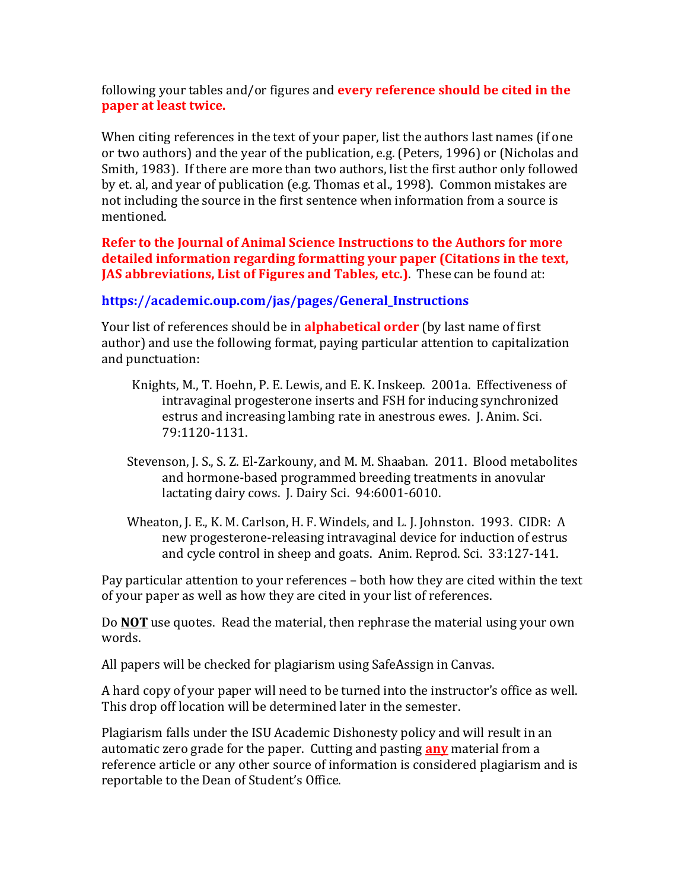following your tables and/or figures and **every reference should be cited in the paper at least twice.**

When citing references in the text of your paper, list the authors last names (if one or two authors) and the year of the publication, e.g. (Peters, 1996) or (Nicholas and Smith, 1983). If there are more than two authors, list the first author only followed by et. al, and year of publication (e.g. Thomas et al., 1998). Common mistakes are not including the source in the first sentence when information from a source is mentioned.

**Refer to the Journal of Animal Science Instructions to the Authors for more detailed information regarding formatting your paper (Citations in the text, JAS abbreviations, List of Figures and Tables, etc.)**. These can be found at:

**https://academic.oup.com/jas/pages/General_Instructions**

Your list of references should be in **alphabetical order** (by last name of first author) and use the following format, paying particular attention to capitalization and punctuation:

> Knights, M., T. Hoehn, P. E. Lewis, and E. K. Inskeep. 2001a. Effectiveness of intravaginal progesterone inserts and FSH for inducing synchronized estrus and increasing lambing rate in anestrous ewes. J. Anim. Sci. 79:1120-1131.
>
> Stevenson, J. S., S. Z. El-Zarkouny, and M. M. Shaaban. 2011. Blood metabolites and hormone-based programmed breeding treatments in anovular lactating dairy cows. J. Dairy Sci. 94:6001-6010.
>
> Wheaton, J. E., K. M. Carlson, H. F. Windels, and L. J. Johnston. 1993. CIDR: A new progesterone-releasing intravaginal device for induction of estrus and cycle control in sheep and goats. Anim. Reprod. Sci. 33:127-141.

Pay particular attention to your references – both how they are cited within the text of your paper as well as how they are cited in your list of references.

Do **NOT** use quotes. Read the material, then rephrase the material using your own words.

All papers will be checked for plagiarism using SafeAssign in Canvas.

A hard copy of your paper will need to be turned into the instructor's office as well. This drop off location will be determined later in the semester.

Plagiarism falls under the ISU Academic Dishonesty policy and will result in an automatic zero grade for the paper. Cutting and pasting **any** material from a reference article or any other source of information is considered plagiarism and is reportable to the Dean of Student's Office.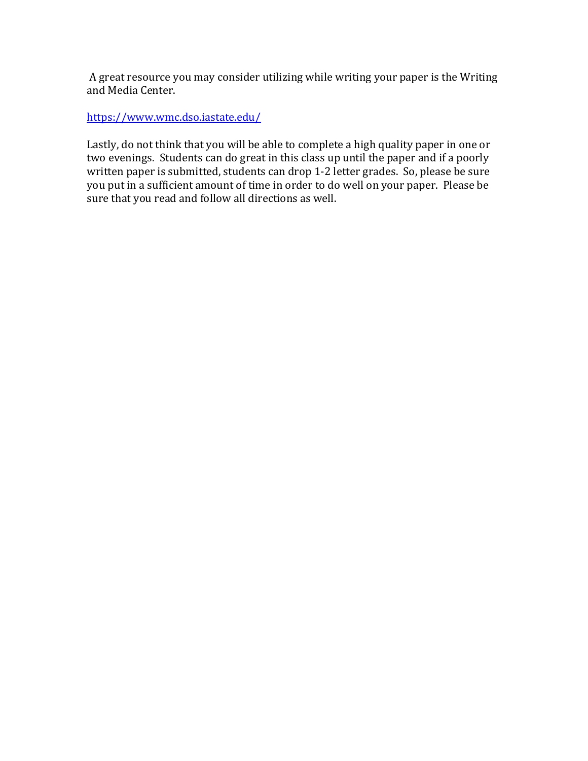A great resource you may consider utilizing while writing your paper is the Writing and Media Center.

[https://www.wmc.dso.iastate.edu/](https://www.wmc.dso.iastate.edu/)

Lastly, do not think that you will be able to complete a high quality paper in one or two evenings. Students can do great in this class up until the paper and if a poorly written paper is submitted, students can drop 1-2 letter grades. So, please be sure you put in a sufficient amount of time in order to do well on your paper. Please be sure that you read and follow all directions as well.